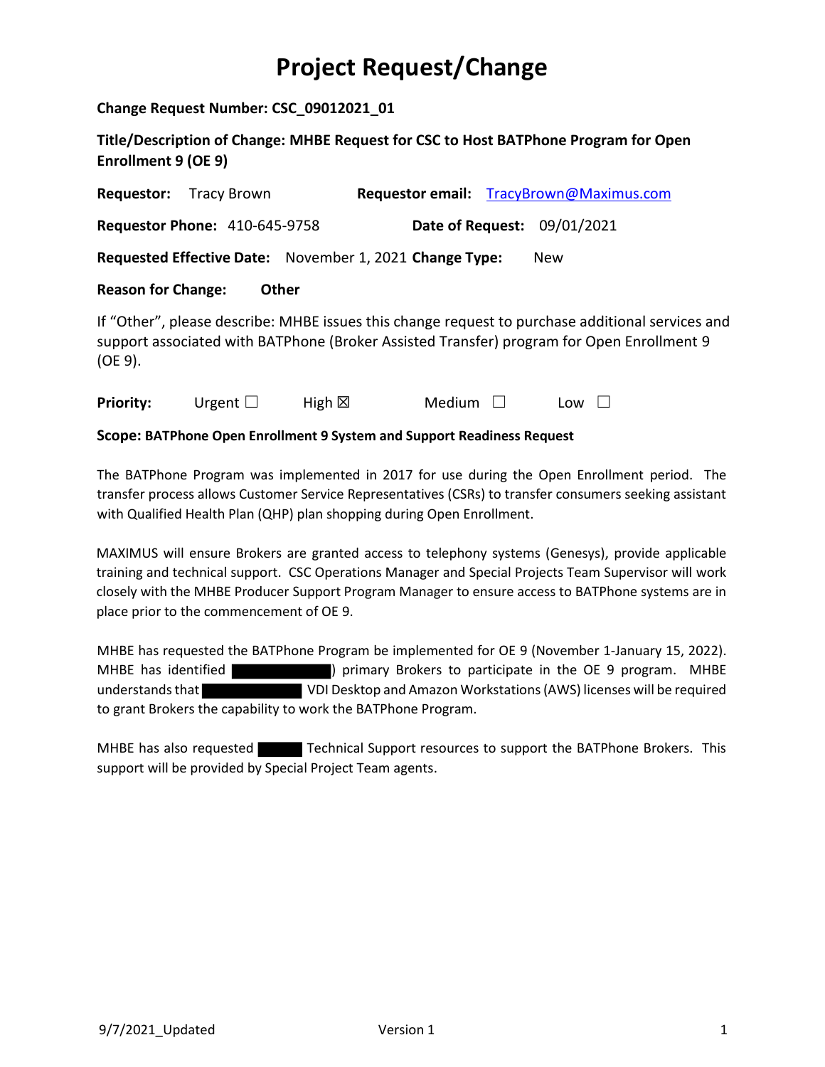# Project Request/Change

**Change Request Number: CSC_09012021_01**

**Title/Description of Change: MHBE Request for CSC to Host BATPhone Program for Open Enrollment 9 (OE 9)**

**Requestor:** Tracy Brown **Requestor email:** TracyBrown@Maximus.com

**Requestor Phone:** 410-645-9758 **Date of Request:** 09/01/2021

**Requested Effective Date:** November 1, 2021 **Change Type:** New

**Reason for Change:** **Other**

If "Other", please describe: MHBE issues this change request to purchase additional services and support associated with BATPhone (Broker Assisted Transfer) program for Open Enrollment 9 (OE 9).

**Priority:** Urgent ☐ High ☒ Medium ☐ Low ☐

**Scope: BATPhone Open Enrollment 9 System and Support Readiness Request**

The BATPhone Program was implemented in 2017 for use during the Open Enrollment period. The transfer process allows Customer Service Representatives (CSRs) to transfer consumers seeking assistant with Qualified Health Plan (QHP) plan shopping during Open Enrollment.

MAXIMUS will ensure Brokers are granted access to telephony systems (Genesys), provide applicable training and technical support. CSC Operations Manager and Special Projects Team Supervisor will work closely with the MHBE Producer Support Program Manager to ensure access to BATPhone systems are in place prior to the commencement of OE 9.

MHBE has requested the BATPhone Program be implemented for OE 9 (November 1-January 15, 2022). MHBE has identified ██████████) primary Brokers to participate in the OE 9 program. MHBE understands that ██████████ VDI Desktop and Amazon Workstations (AWS) licenses will be required to grant Brokers the capability to work the BATPhone Program.

MHBE has also requested ████ Technical Support resources to support the BATPhone Brokers. This support will be provided by Special Project Team agents.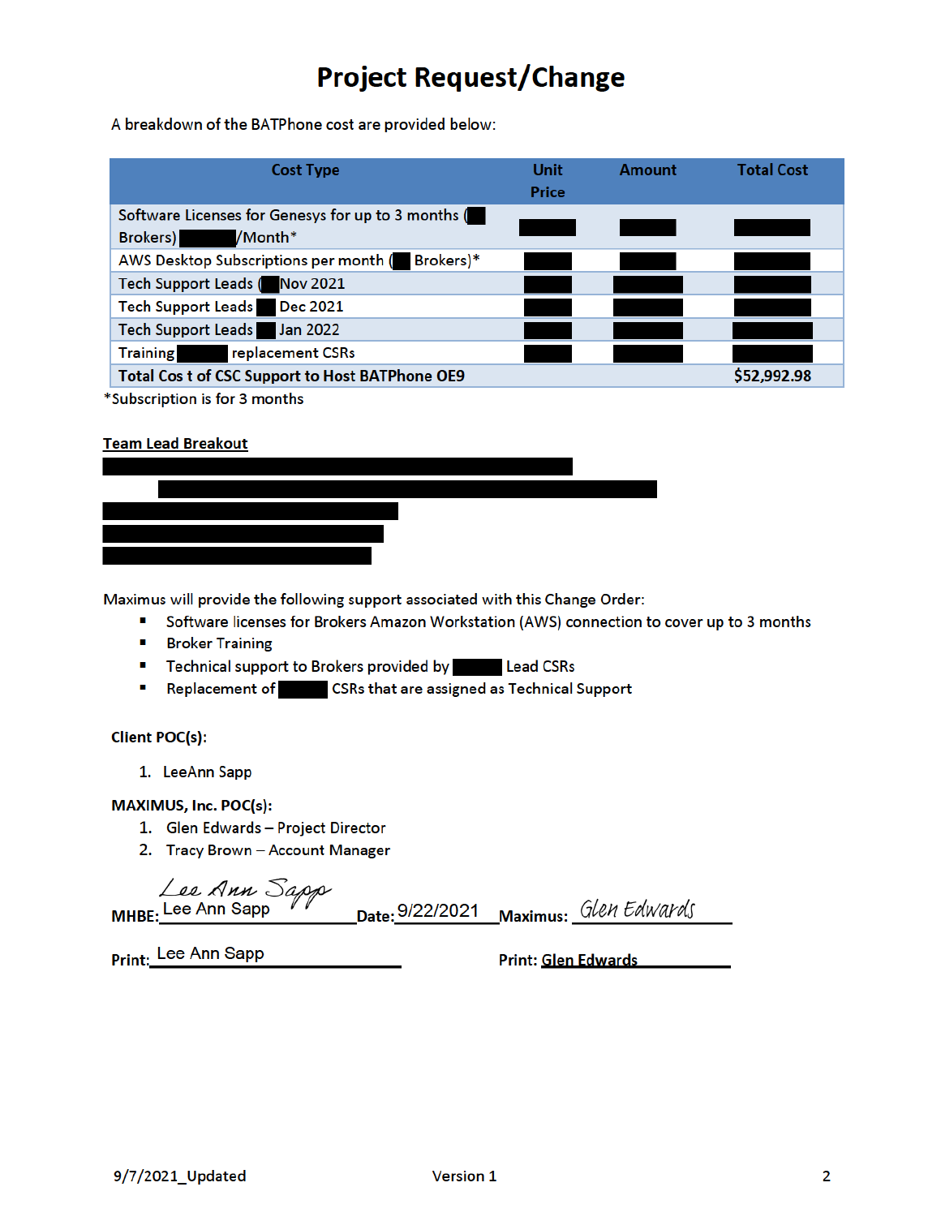# Project Request/Change

A breakdown of the BATPhone cost are provided below:

| Cost Type | Unit Price | Amount | Total Cost |
|---|---|---|---|
| Software Licenses for Genesys for up to 3 months ( Brokers) /Month* | | | |
| AWS Desktop Subscriptions per month ( Brokers)* | | | |
| Tech Support Leads ( Nov 2021 | | | |
| Tech Support Leads Dec 2021 | | | |
| Tech Support Leads Jan 2022 | | | |
| Training replacement CSRs | | | |
| **Total Cos t of CSC Support to Host BATPhone OE9** | | | **$52,992.98** |

*Subscription is for 3 months

**Team Lead Breakout**

Maximus will provide the following support associated with this Change Order:

- Software licenses for Brokers Amazon Workstation (AWS) connection to cover up to 3 months
- Broker Training
- Technical support to Brokers provided by Lead CSRs
- Replacement of CSRs that are assigned as Technical Support

**Client POC(s):**

1. LeeAnn Sapp

**MAXIMUS, Inc. POC(s):**

1. Glen Edwards – Project Director
2. Tracy Brown – Account Manager

**MHBE:** Lee Ann Sapp Lee Ann Sapp **Date:** 9/22/2021 **Maximus:** Glen Edwards

**Print:** Lee Ann Sapp **Print:** Glen Edwards